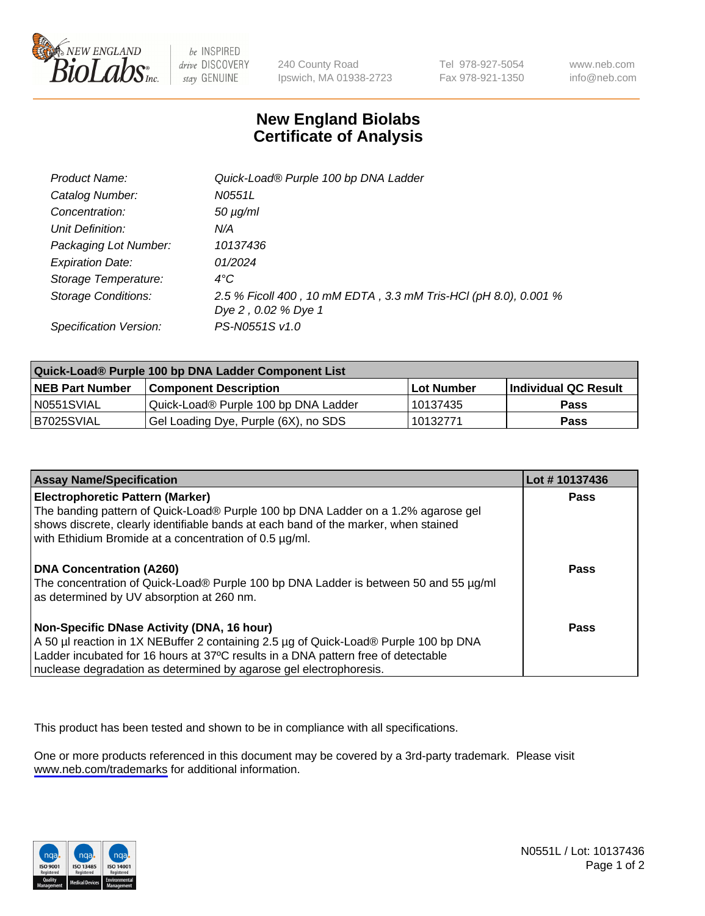# New England Biolabs Certificate of Analysis

240 County Road
Ipswich, MA 01938-2723

Tel 978-927-5054
Fax 978-921-1350

www.neb.com
info@neb.com

| | |
|---|---|
| *Product Name:* | *Quick-Load® Purple 100 bp DNA Ladder* |
| *Catalog Number:* | *N0551L* |
| *Concentration:* | *50 µg/ml* |
| *Unit Definition:* | *N/A* |
| *Packaging Lot Number:* | *10137436* |
| *Expiration Date:* | *01/2024* |
| *Storage Temperature:* | *4°C* |
| *Storage Conditions:* | *2.5 % Ficoll 400 , 10 mM EDTA , 3.3 mM Tris-HCl (pH 8.0), 0.001 % Dye 2 , 0.02 % Dye 1* |
| *Specification Version:* | *PS-N0551S v1.0* |

| Quick-Load® Purple 100 bp DNA Ladder Component List | | | |
|---|---|---|---|
| **NEB Part Number** | **Component Description** | **Lot Number** | **Individual QC Result** |
| N0551SVIAL | Quick-Load® Purple 100 bp DNA Ladder | 10137435 | **Pass** |
| B7025SVIAL | Gel Loading Dye, Purple (6X), no SDS | 10132771 | **Pass** |

| Assay Name/Specification | Lot # 10137436 |
|---|---|
| **Electrophoretic Pattern (Marker)** The banding pattern of Quick-Load® Purple 100 bp DNA Ladder on a 1.2% agarose gel shows discrete, clearly identifiable bands at each band of the marker, when stained with Ethidium Bromide at a concentration of 0.5 µg/ml. | **Pass** |
| **DNA Concentration (A260)** The concentration of Quick-Load® Purple 100 bp DNA Ladder is between 50 and 55 µg/ml as determined by UV absorption at 260 nm. | **Pass** |
| **Non-Specific DNase Activity (DNA, 16 hour)** A 50 µl reaction in 1X NEBuffer 2 containing 2.5 µg of Quick-Load® Purple 100 bp DNA Ladder incubated for 16 hours at 37ºC results in a DNA pattern free of detectable nuclease degradation as determined by agarose gel electrophoresis. | **Pass** |

This product has been tested and shown to be in compliance with all specifications.

One or more products referenced in this document may be covered by a 3rd-party trademark. Please visit www.neb.com/trademarks for additional information.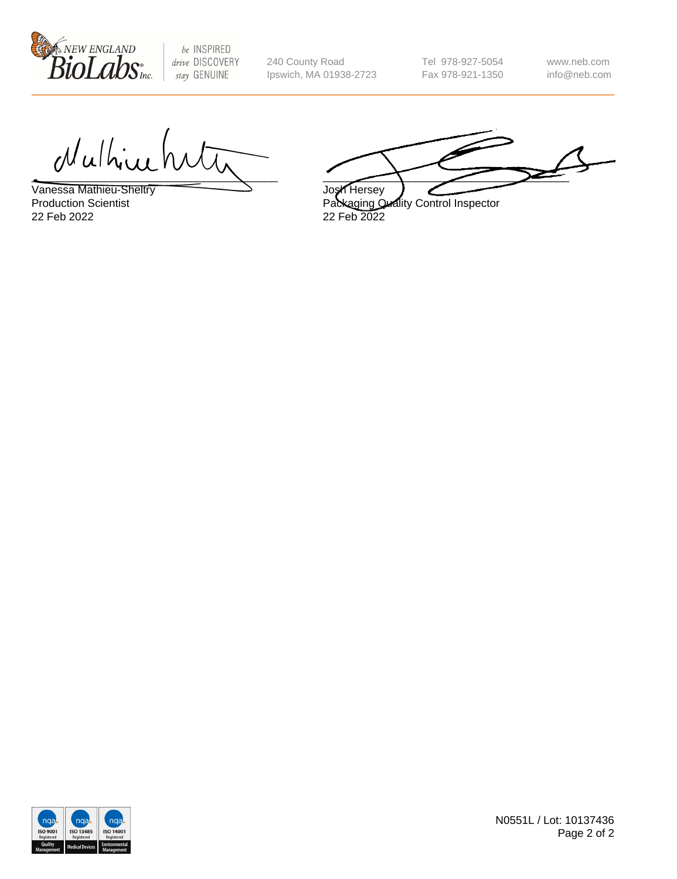NEW ENGLAND BioLabs Inc.

be INSPIRED
drive DISCOVERY
stay GENUINE

240 County Road
Ipswich, MA 01938-2723

Tel 978-927-5054
Fax 978-921-1350

www.neb.com
info@neb.com

Vanessa Mathieu-Sheltry
Production Scientist
22 Feb 2022

Josh Hersey
Packaging Quality Control Inspector
22 Feb 2022

nqa ISO 9001 Registered Quality Management | nqa ISO 13485 Registered Medical Devices | nqa ISO 14001 Registered Environmental Management

N0551L / Lot: 10137436